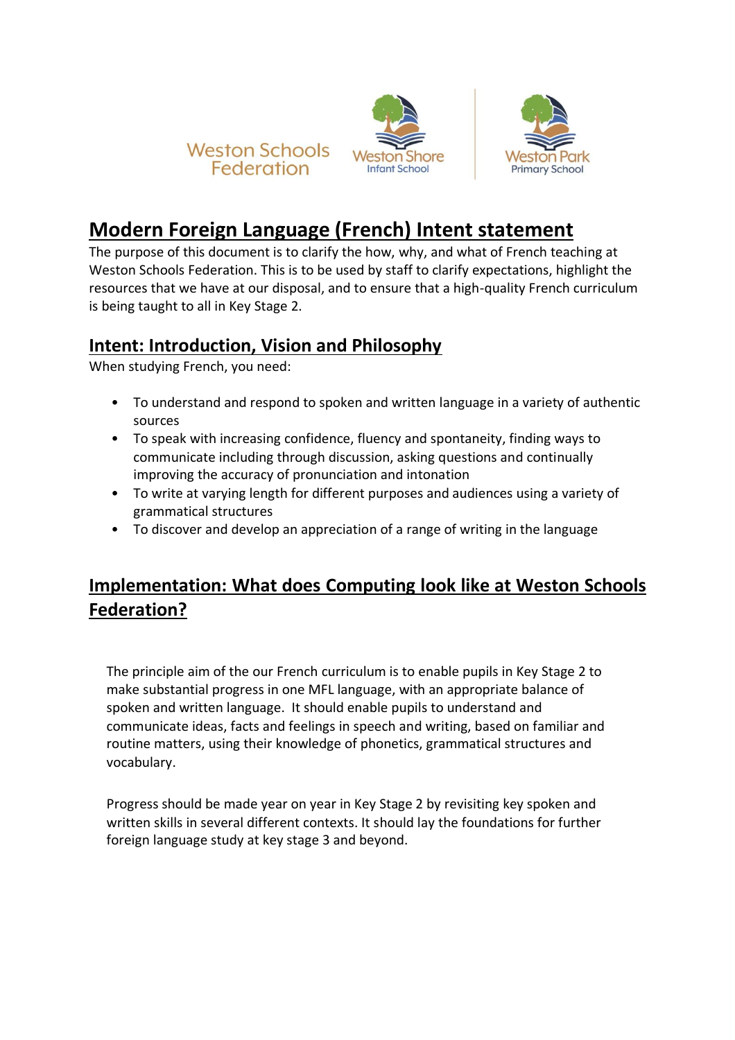Weston Schools Federation

Weston Shore Infant School

Weston Park Primary School

# Modern Foreign Language (French) Intent statement

The purpose of this document is to clarify the how, why, and what of French teaching at Weston Schools Federation. This is to be used by staff to clarify expectations, highlight the resources that we have at our disposal, and to ensure that a high-quality French curriculum is being taught to all in Key Stage 2.

## Intent: Introduction, Vision and Philosophy

When studying French, you need:

- To understand and respond to spoken and written language in a variety of authentic sources
- To speak with increasing confidence, fluency and spontaneity, finding ways to communicate including through discussion, asking questions and continually improving the accuracy of pronunciation and intonation
- To write at varying length for different purposes and audiences using a variety of grammatical structures
- To discover and develop an appreciation of a range of writing in the language

## Implementation: What does Computing look like at Weston Schools Federation?

The principle aim of the our French curriculum is to enable pupils in Key Stage 2 to make substantial progress in one MFL language, with an appropriate balance of spoken and written language. It should enable pupils to understand and communicate ideas, facts and feelings in speech and writing, based on familiar and routine matters, using their knowledge of phonetics, grammatical structures and vocabulary.

Progress should be made year on year in Key Stage 2 by revisiting key spoken and written skills in several different contexts. It should lay the foundations for further foreign language study at key stage 3 and beyond.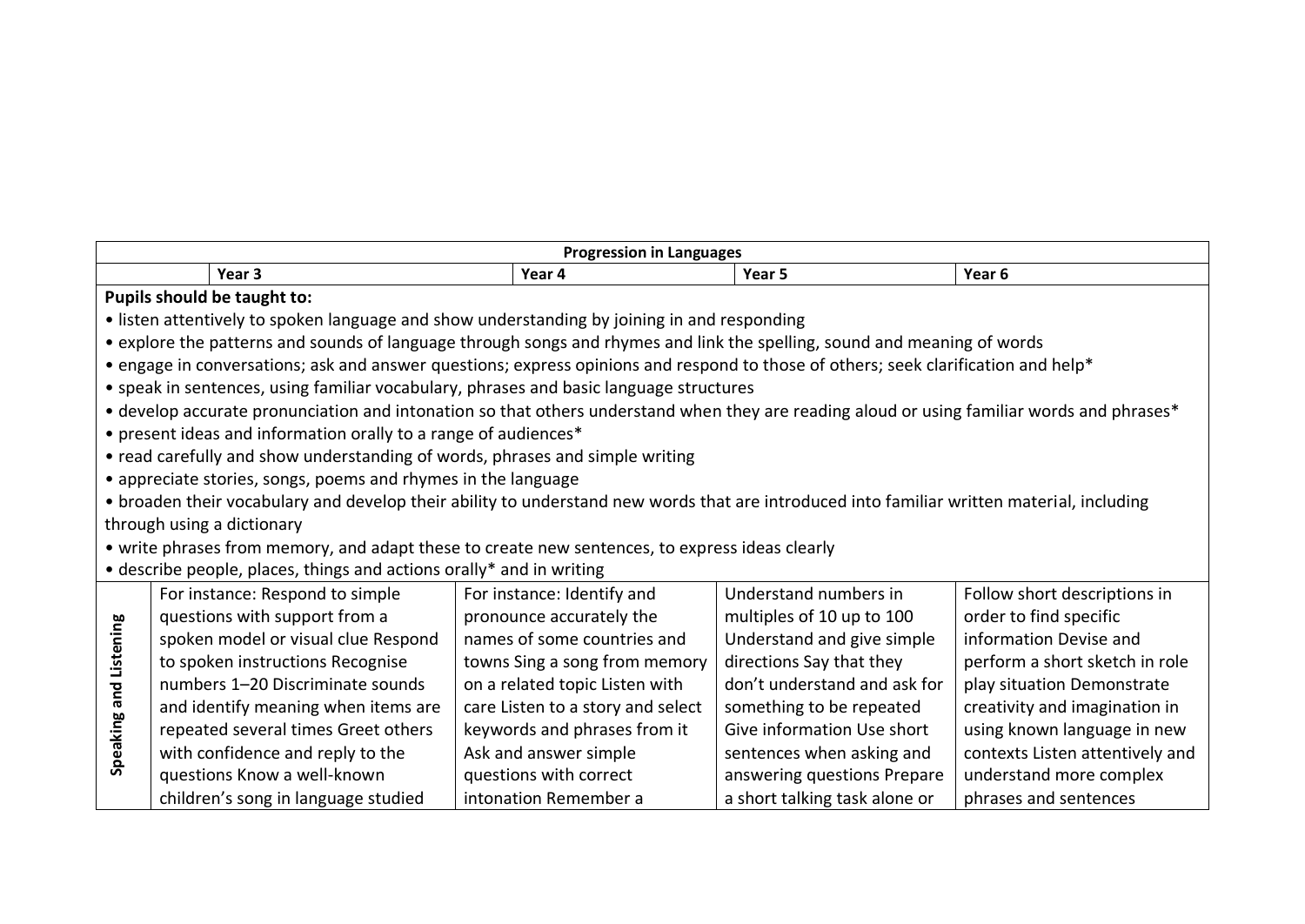| Progression in Languages | | | | |
|---|---|---|---|---|
| | Year 3 | Year 4 | Year 5 | Year 6 |
| **Pupils should be taught to:**<br>• listen attentively to spoken language and show understanding by joining in and responding<br>• explore the patterns and sounds of language through songs and rhymes and link the spelling, sound and meaning of words<br>• engage in conversations; ask and answer questions; express opinions and respond to those of others; seek clarification and help*<br>• speak in sentences, using familiar vocabulary, phrases and basic language structures<br>• develop accurate pronunciation and intonation so that others understand when they are reading aloud or using familiar words and phrases*<br>• present ideas and information orally to a range of audiences*<br>• read carefully and show understanding of words, phrases and simple writing<br>• appreciate stories, songs, poems and rhymes in the language<br>• broaden their vocabulary and develop their ability to understand new words that are introduced into familiar written material, including through using a dictionary<br>• write phrases from memory, and adapt these to create new sentences, to express ideas clearly<br>• describe people, places, things and actions orally* and in writing | | | | |
| **Speaking and Listening** | For instance: Respond to simple questions with support from a spoken model or visual clue Respond to spoken instructions Recognise numbers 1–20 Discriminate sounds and identify meaning when items are repeated several times Greet others with confidence and reply to the questions Know a well-known children's song in language studied | For instance: Identify and pronounce accurately the names of some countries and towns Sing a song from memory on a related topic Listen with care Listen to a story and select keywords and phrases from it Ask and answer simple questions with correct intonation Remember a | Understand numbers in multiples of 10 up to 100 Understand and give simple directions Say that they don't understand and ask for something to be repeated Give information Use short sentences when asking and answering questions Prepare a short talking task alone or | Follow short descriptions in order to find specific information Devise and perform a short sketch in role play situation Demonstrate creativity and imagination in using known language in new contexts Listen attentively and understand more complex phrases and sentences |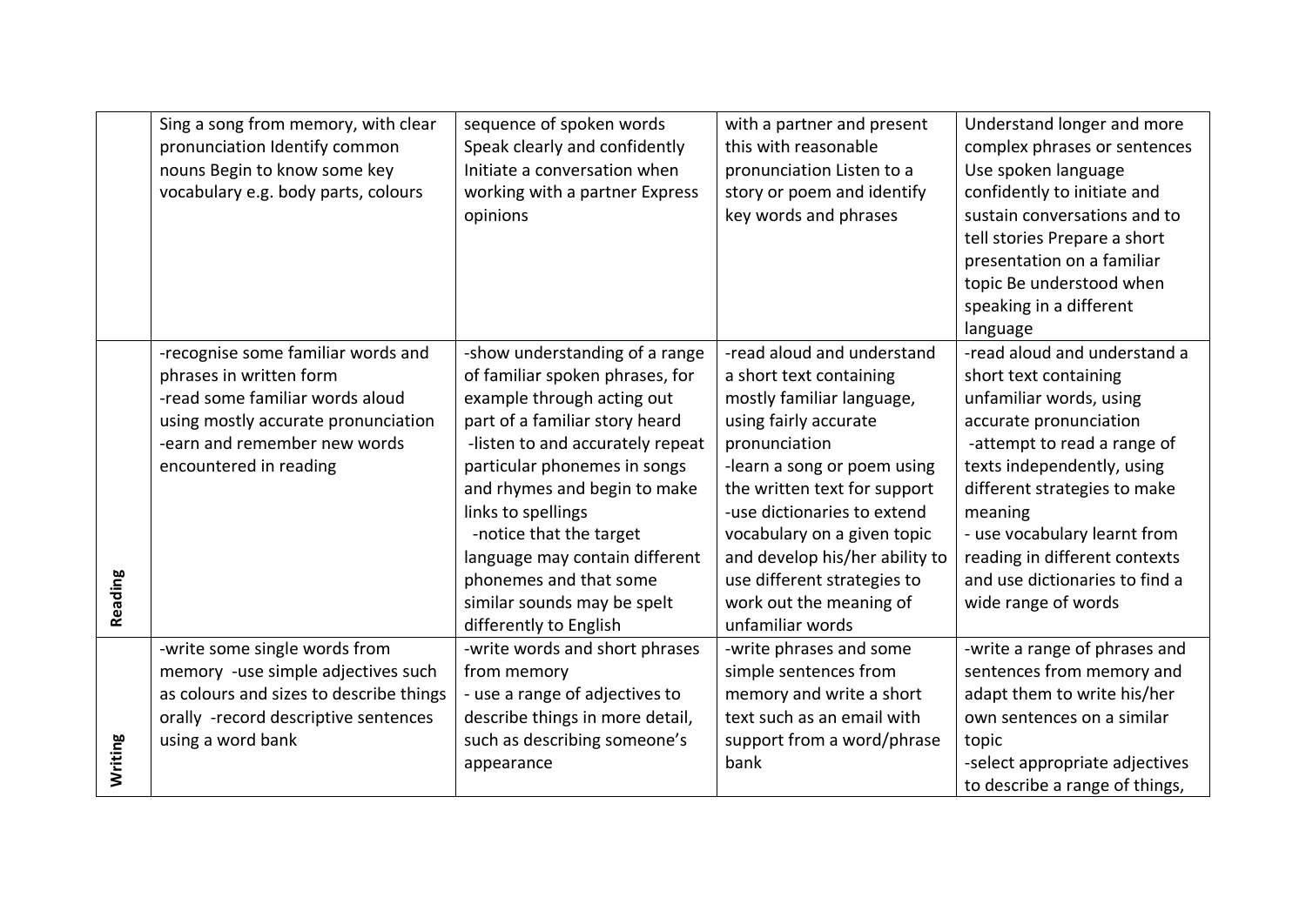| | | | | |
|---|---|---|---|---|
| | Sing a song from memory, with clear pronunciation Identify common nouns Begin to know some key vocabulary e.g. body parts, colours | sequence of spoken words Speak clearly and confidently Initiate a conversation when working with a partner Express opinions | with a partner and present this with reasonable pronunciation Listen to a story or poem and identify key words and phrases | Understand longer and more complex phrases or sentences Use spoken language confidently to initiate and sustain conversations and to tell stories Prepare a short presentation on a familiar topic Be understood when speaking in a different language |
| Reading | -recognise some familiar words and phrases in written form<br>-read some familiar words aloud using mostly accurate pronunciation<br>-earn and remember new words encountered in reading | -show understanding of a range of familiar spoken phrases, for example through acting out part of a familiar story heard<br>-listen to and accurately repeat particular phonemes in songs and rhymes and begin to make links to spellings<br>-notice that the target language may contain different phonemes and that some similar sounds may be spelt differently to English | -read aloud and understand a short text containing mostly familiar language, using fairly accurate pronunciation<br>-learn a song or poem using the written text for support<br>-use dictionaries to extend vocabulary on a given topic and develop his/her ability to use different strategies to work out the meaning of unfamiliar words | -read aloud and understand a short text containing unfamiliar words, using accurate pronunciation<br>-attempt to read a range of texts independently, using different strategies to make meaning<br>- use vocabulary learnt from reading in different contexts and use dictionaries to find a wide range of words |
| Writing | -write some single words from memory -use simple adjectives such as colours and sizes to describe things orally -record descriptive sentences using a word bank | -write words and short phrases from memory<br>- use a range of adjectives to describe things in more detail, such as describing someone's appearance | -write phrases and some simple sentences from memory and write a short text such as an email with support from a word/phrase bank | -write a range of phrases and sentences from memory and adapt them to write his/her own sentences on a similar topic<br>-select appropriate adjectives to describe a range of things, |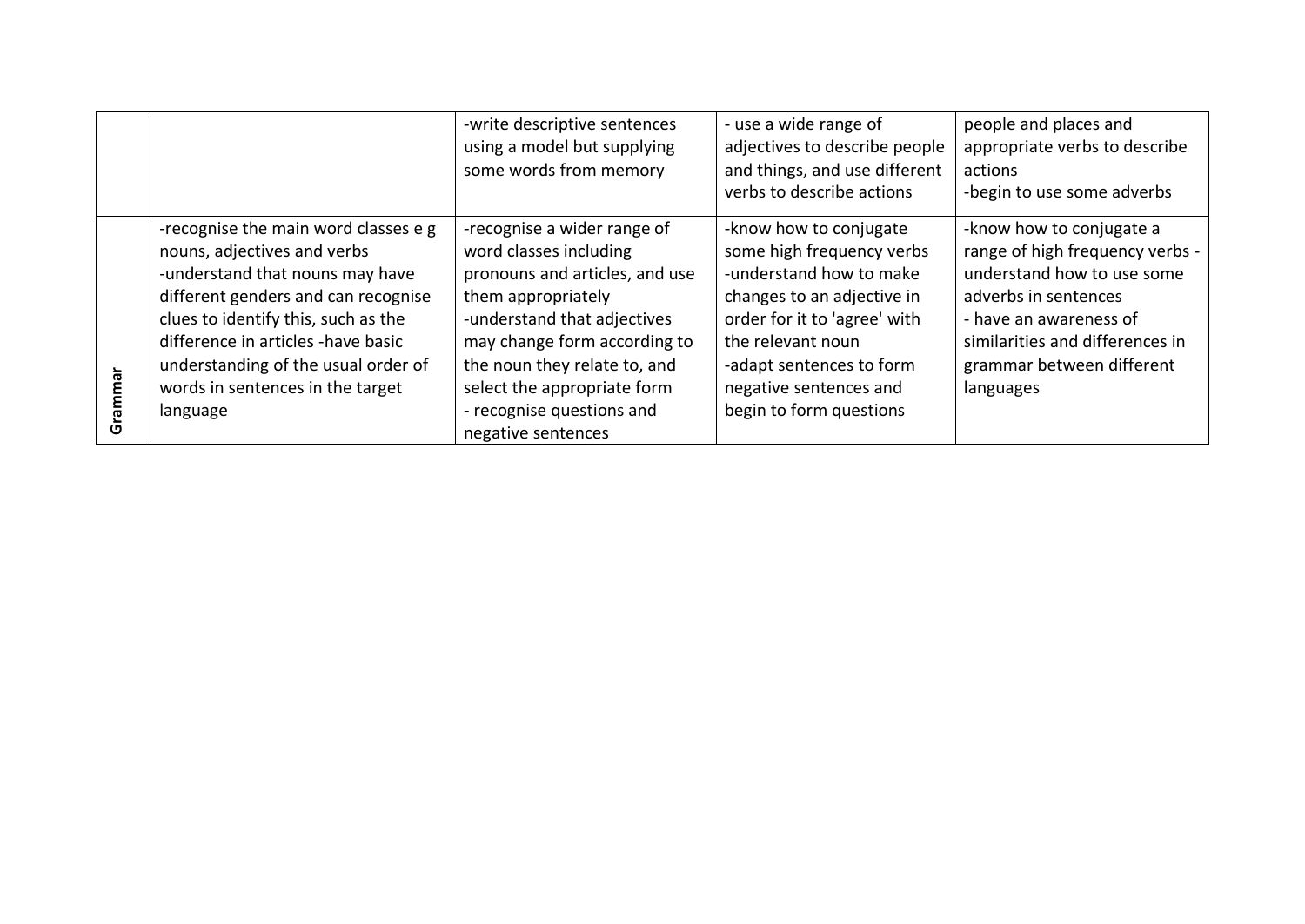| | | | | |
|---|---|---|---|---|
| | | -write descriptive sentences using a model but supplying some words from memory | - use a wide range of adjectives to describe people and things, and use different verbs to describe actions | people and places and appropriate verbs to describe actions<br>-begin to use some adverbs |
| **Grammar** | -recognise the main word classes e g nouns, adjectives and verbs<br>-understand that nouns may have different genders and can recognise clues to identify this, such as the difference in articles -have basic understanding of the usual order of words in sentences in the target language | -recognise a wider range of word classes including pronouns and articles, and use them appropriately<br>-understand that adjectives may change form according to the noun they relate to, and select the appropriate form<br>- recognise questions and negative sentences | -know how to conjugate some high frequency verbs<br>-understand how to make changes to an adjective in order for it to 'agree' with the relevant noun<br>-adapt sentences to form negative sentences and begin to form questions | -know how to conjugate a range of high frequency verbs -understand how to use some adverbs in sentences<br>- have an awareness of similarities and differences in grammar between different languages |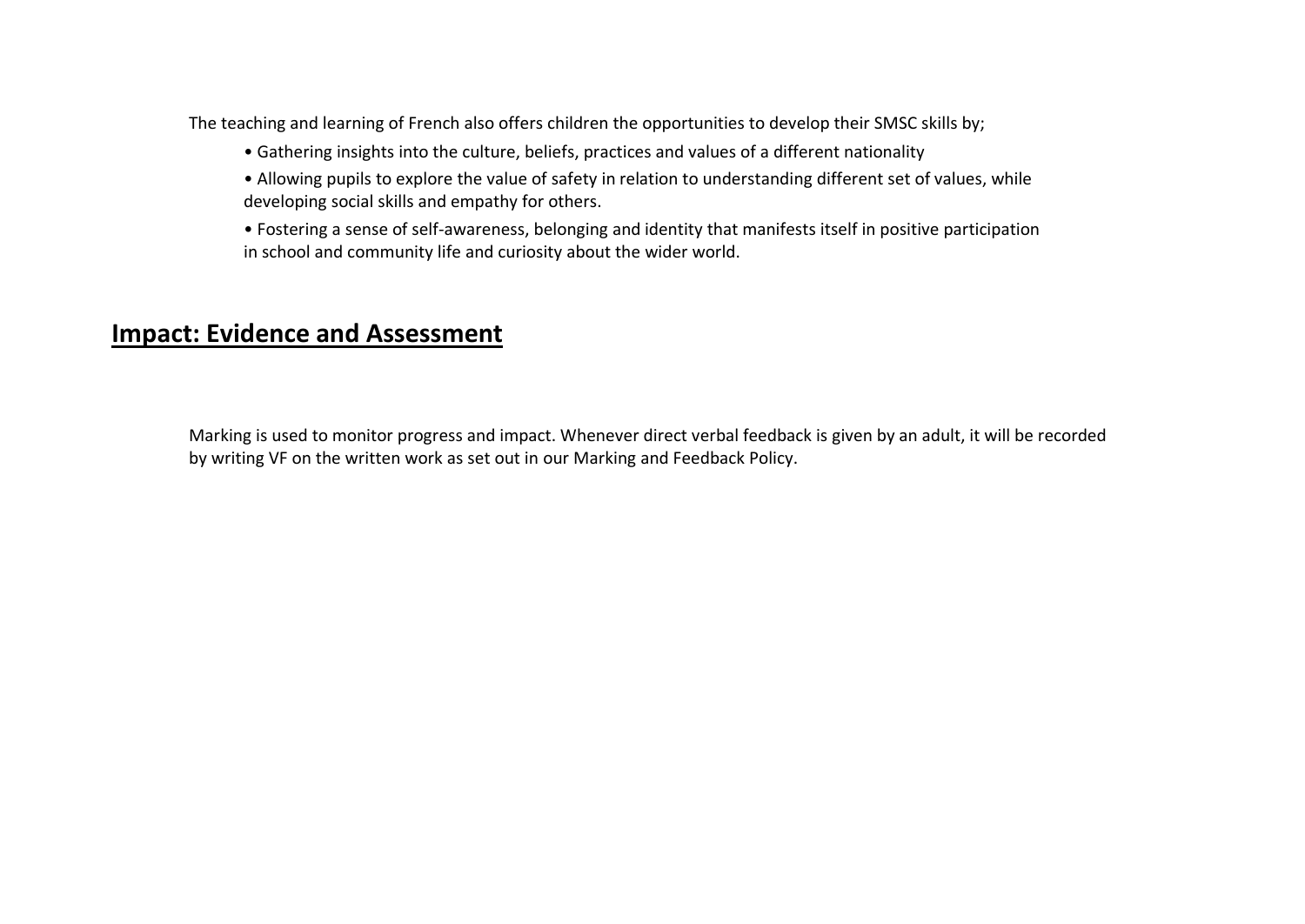The teaching and learning of French also offers children the opportunities to develop their SMSC skills by;

- Gathering insights into the culture, beliefs, practices and values of a different nationality
- Allowing pupils to explore the value of safety in relation to understanding different set of values, while developing social skills and empathy for others.
- Fostering a sense of self-awareness, belonging and identity that manifests itself in positive participation in school and community life and curiosity about the wider world.

## **Impact: Evidence and Assessment**

Marking is used to monitor progress and impact. Whenever direct verbal feedback is given by an adult, it will be recorded by writing VF on the written work as set out in our Marking and Feedback Policy.